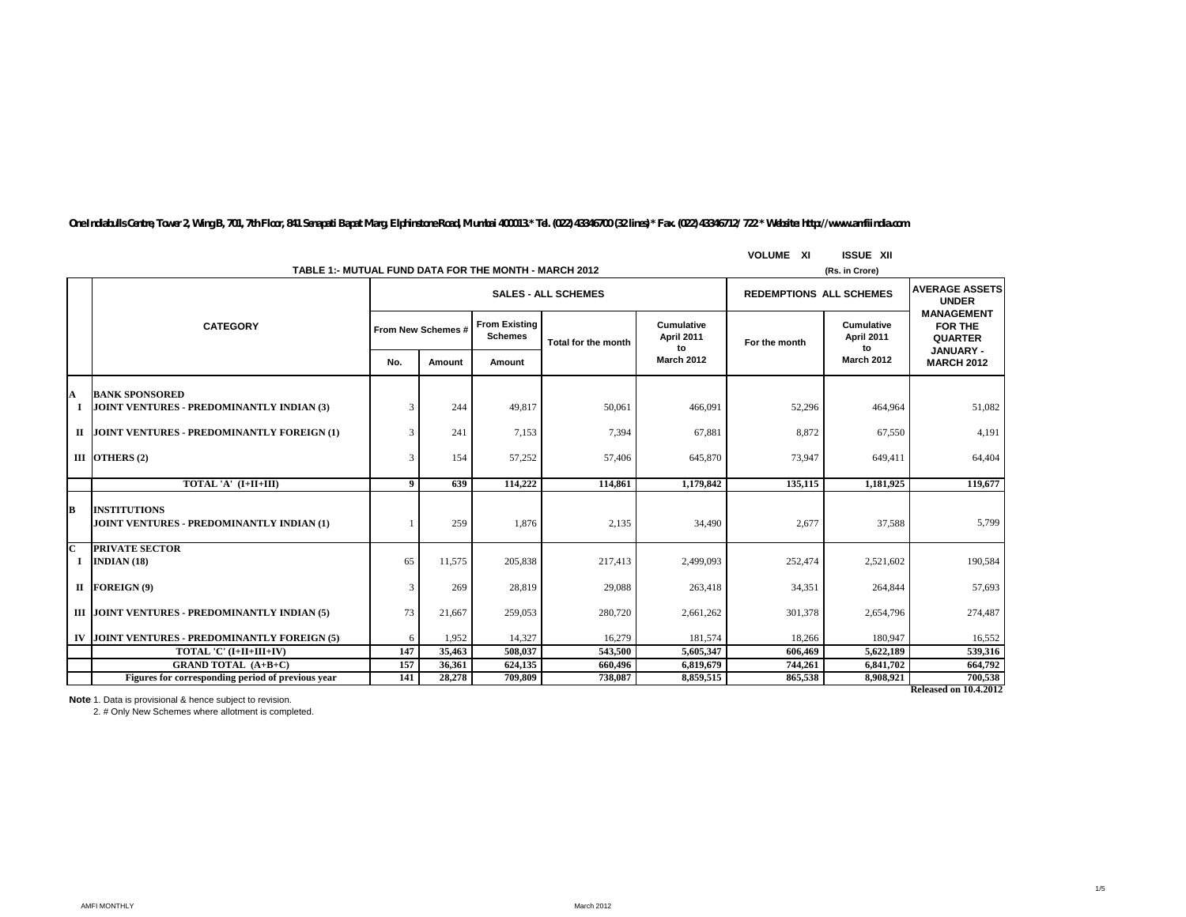One Indiabulls Centre, Tower 2, Wing B, 701, 7th Floor, 841 Senapati Bapat Marg, Elphinstone Road, Mumbai 400013.* Tel. (022) 43346700 (32 lines) * Fax. (022) 43346712/ 722 * Website: http://www.amfiindia.com

VOLUME XI ISSUE XII

## TABLE 1:- MUTUAL FUND DATA FOR THE MONTH - MARCH 2012

(Rs. in Crore)

| | CATEGORY | SALES - ALL SCHEMES | | | | | REDEMPTIONS ALL SCHEMES | | AVERAGE ASSETS UNDER MANAGEMENT FOR THE QUARTER JANUARY - MARCH 2012 |
|---|---|---|---|---|---|---|---|---|---|
| | | From New Schemes # | | From Existing Schemes | Total for the month | Cumulative April 2011 to March 2012 | For the month | Cumulative April 2011 to March 2012 | |
| | | No. | Amount | Amount | | | | | |
| A | BANK SPONSORED | | | | | | | | |
| I | JOINT VENTURES - PREDOMINANTLY INDIAN (3) | 3 | 244 | 49,817 | 50,061 | 466,091 | 52,296 | 464,964 | 51,082 |
| II | JOINT VENTURES - PREDOMINANTLY FOREIGN (1) | 3 | 241 | 7,153 | 7,394 | 67,881 | 8,872 | 67,550 | 4,191 |
| III | OTHERS (2) | 3 | 154 | 57,252 | 57,406 | 645,870 | 73,947 | 649,411 | 64,404 |
| | TOTAL 'A' (I+II+III) | 9 | 639 | 114,222 | 114,861 | 1,179,842 | 135,115 | 1,181,925 | 119,677 |
| B | INSTITUTIONS<br>JOINT VENTURES - PREDOMINANTLY INDIAN (1) | 1 | 259 | 1,876 | 2,135 | 34,490 | 2,677 | 37588 | 5,799 |
| C | PRIVATE SECTOR | | | | | | | | |
| I | INDIAN (18) | 65 | 11,575 | 205,838 | 217,413 | 2,499,093 | 252,474 | 2,521,602 | 190,584 |
| II | FOREIGN (9) | 3 | 269 | 28,819 | 29,088 | 263,418 | 34,351 | 264,844 | 57,693 |
| III | JOINT VENTURES - PREDOMINANTLY INDIAN (5) | 73 | 21,667 | 259,053 | 280,720 | 2,661,262 | 301,378 | 2,654,796 | 274,487 |
| IV | JOINT VENTURES - PREDOMINANTLY FOREIGN (5) | 6 | 1,952 | 14,327 | 16,279 | 181,574 | 18,266 | 180,947 | 16,552 |
| | TOTAL 'C' (I+II+III+IV) | 147 | 35,463 | 508,037 | 543,500 | 5,605,347 | 606,469 | 5,622,189 | 539,316 |
| | GRAND TOTAL (A+B+C) | 157 | 36,361 | 624,135 | 660,496 | 6,819,679 | 744,261 | 6,841,702 | 664,792 |
| | Figures for corresponding period of previous year | 141 | 28,278 | 709,809 | 738,087 | 8,859,515 | 865,538 | 8,908,921 | 700,538 |

Released on 10.4.2012

**Note** 1. Data is provisional & hence subject to revision.

2. # Only New Schemes where allotment is completed.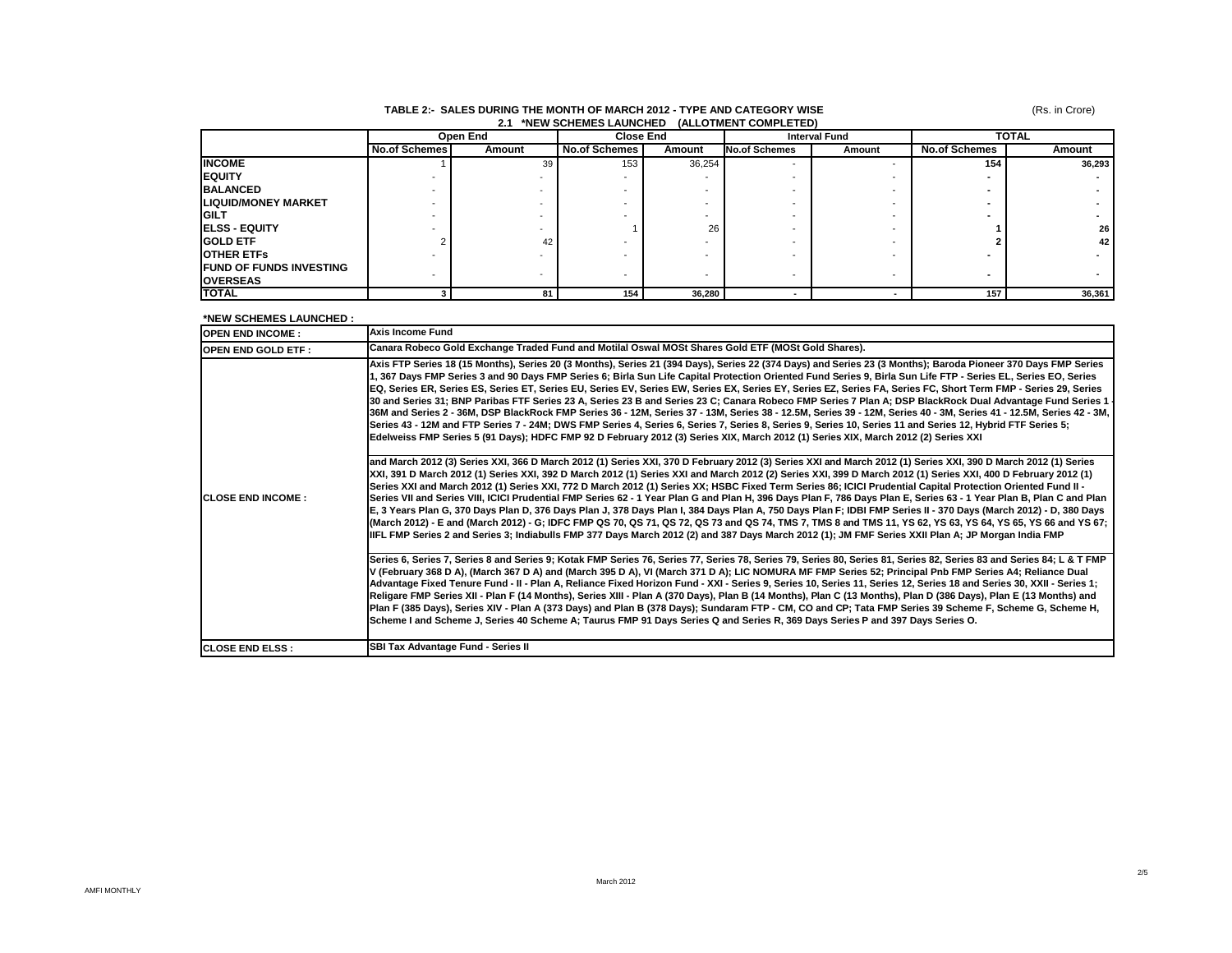### TABLE 2:- SALES DURING THE MONTH OF MARCH 2012 - TYPE AND CATEGORY WISE

#### 2.1 *NEW SCHEMES LAUNCHED (ALLOTMENT COMPLETED)

(Rs. in Crore)

| | Open End | | Close End | | Interval Fund | | TOTAL | |
|---|---|---|---|---|---|---|---|---|
| | No.of Schemes | Amount | No.of Schemes | Amount | No.of Schemes | Amount | No.of Schemes | Amount |
| **INCOME** | 1 | 39 | 153 | 36,254 | - | - | **154** | **36,293** |
| **EQUITY** | - | - | - | - | - | - | **-** | **-** |
| **BALANCED** | - | - | - | - | - | - | **-** | **-** |
| **LIQUID/MONEY MARKET** | - | - | - | - | - | - | **-** | **-** |
| **GILT** | - | - | - | - | - | - | **-** | **-** |
| **ELSS - EQUITY** | - | - | 1 | 26 | - | - | **1** | **26** |
| **GOLD ETF** | 2 | 42 | - | - | - | - | **2** | **42** |
| **OTHER ETFs** | - | - | - | - | - | - | **-** | **-** |
| **FUND OF FUNDS INVESTING OVERSEAS** | - | - | - | - | - | - | **-** | **-** |
| **TOTAL** | **3** | **81** | **154** | **36,280** | **-** | **-** | **157** | **36,361** |

**\*NEW SCHEMES LAUNCHED :**

| | |
|---|---|
| **OPEN END INCOME :** | **Axis Income Fund** |
| **OPEN END GOLD ETF :** | **Canara Robeco Gold Exchange Traded Fund and Motilal Oswal MOSt Shares Gold ETF (MOSt Gold Shares).** |
| **CLOSE END INCOME :** | **Axis FTP Series 18 (15 Months), Series 20 (3 Months), Series 21 (394 Days), Series 22 (374 Days) and Series 23 (3 Months); Baroda Pioneer 370 Days FMP Series 1, 367 Days FMP Series 3 and 90 Days FMP Series 6; Birla Sun Life Capital Protection Oriented Fund Series 9, Birla Sun Life FTP - Series EL, Series EO, Series EQ, Series ER, Series ES, Series ET, Series EU, Series EV, Series EW, Series EX, Series EY, Series EZ, Series FA, Series FC, Short Term FMP - Series 29, Series 30 and Series 31; BNP Paribas FTF Series 23 A, Series 23 B and Series 23 C; Canara Robeco FMP Series 7 Plan A; DSP BlackRock Dual Advantage Fund Series 1 - 36M and Series 2 - 36M, DSP BlackRock FMP Series 36 - 12M, Series 37 - 13M, Series 38 - 12.5M, Series 39 - 12M, Series 40 - 3M, Series 41 - 12.5M, Series 42 - 3M, Series 43 - 12M and FTP Series 7 - 24M; DWS FMP Series 4, Series 6, Series 7, Series 8, Series 9, Series 10, Series 11 and Series 12, Hybrid FTF Series 5; Edelweiss FMP Series 5 (91 Days); HDFC FMP 92 D February 2012 (3) Series XIX, March 2012 (1) Series XIX, March 2012 (2) Series XXI and March 2012 (3) Series XXI, 366 D March 2012 (1) Series XXI, 370 D February 2012 (3) Series XXI and March 2012 (1) Series XXI, 390 D March 2012 (1) Series XXI, 391 D March 2012 (1) Series XXI, 392 D March 2012 (1) Series XXI and March 2012 (2) Series XXI, 399 D March 2012 (1) Series XXI, 400 D February 2012 (1) Series XXI and March 2012 (1) Series XXI, 772 D March 2012 (1) Series XX; HSBC Fixed Term Series 86; ICICI Prudential Capital Protection Oriented Fund II - Series VII and Series VIII, ICICI Prudential FMP Series 62 - 1 Year Plan G and Plan H, 396 Days Plan F, 786 Days Plan E, Series 63 - 1 Year Plan B, Plan C and Plan E, 3 Years Plan G, 370 Days Plan D, 376 Days Plan J, 378 Days Plan I, 384 Days Plan A, 750 Days Plan F; IDBI FMP Series II - 370 Days (March 2012) - D, 380 Days (March 2012) - E and (March 2012) - G; IDFC FMP QS 70, QS 71, QS 72, QS 73 and QS 74, TMS 7, TMS 8 and TMS 11, YS 62, YS 63, YS 64, YS 65, YS 66 and YS 67; IIFL FMP Series 2 and Series 3; Indiabulls FMP 377 Days March 2012 (2) and 387 Days March 2012 (1); JM FMF Series XXII Plan A; JP Morgan India FMP Series 6, Series 7, Series 8 and Series 9; Kotak FMP Series 76, Series 77, Series 78, Series 79, Series 80, Series 81, Series 82, Series 83 and Series 84; L & T FMP V (February 368 D A), (March 367 D A) and (March 395 D A), VI (March 371 D A); LIC NOMURA MF FMP Series 52; Principal Pnb FMP Series A4; Reliance Dual Advantage Fixed Tenure Fund - II - Plan A, Reliance Fixed Horizon Fund - XXI - Series 9, Series 10, Series 11, Series 12, Series 18 and Series 30, XXII - Series 1; Religare FMP Series XII - Plan F (14 Months), Series XIII - Plan A (370 Days), Plan B (14 Months), Plan C (13 Months), Plan D (386 Days), Plan E (13 Months) and Plan F (385 Days), Series XIV - Plan A (373 Days) and Plan B (378 Days); Sundaram FTP - CM, CO and CP; Tata FMP Series 39 Scheme F, Scheme G, Scheme H, Scheme I and Scheme J, Series 40 Scheme A; Taurus FMP 91 Days Series Q and Series R, 369 Days Series P and 397 Days Series O.** |
| **CLOSE END ELSS :** | **SBI Tax Advantage Fund - Series II** |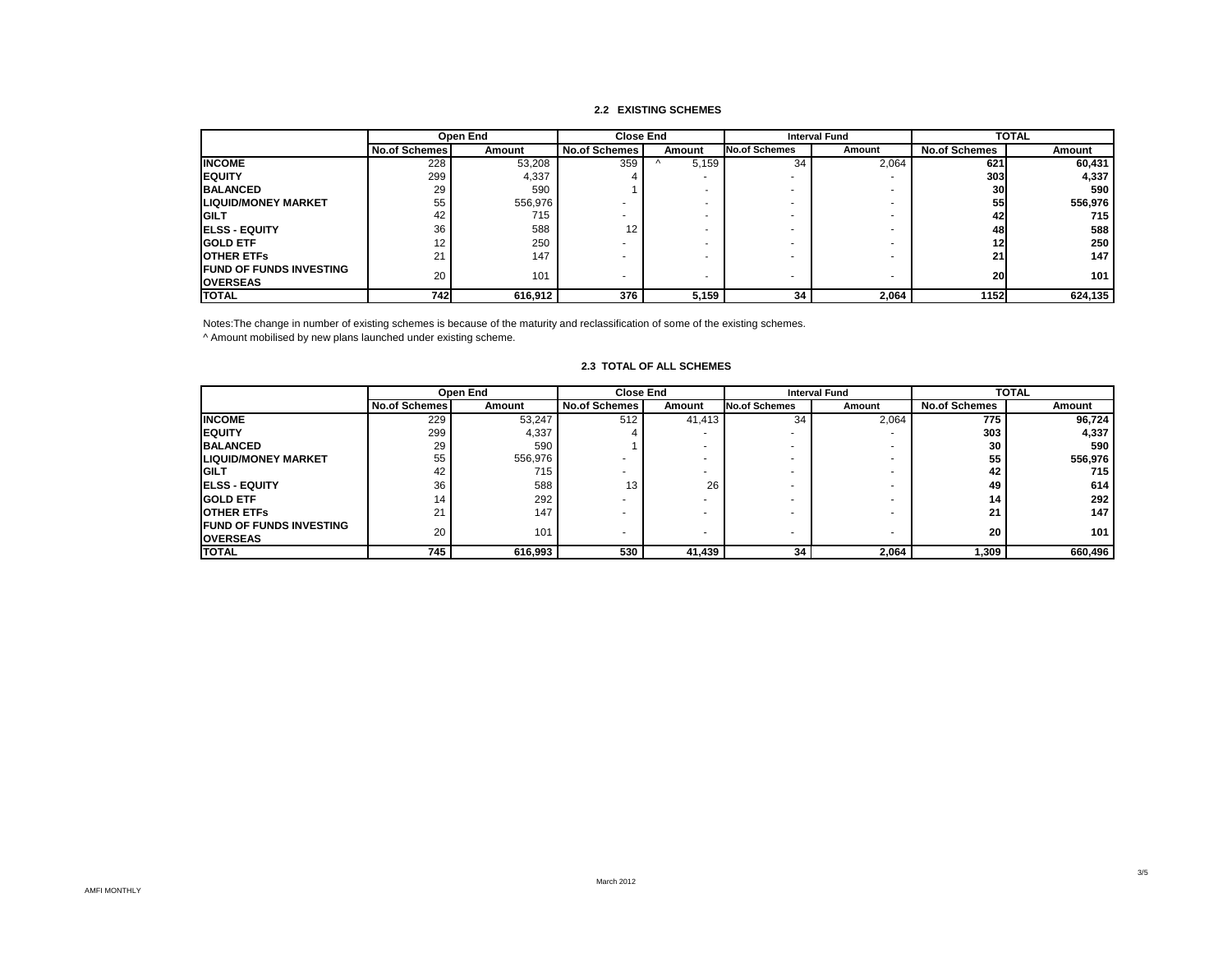### 2.2 EXISTING SCHEMES

| | Open End | | Close End | | Interval Fund | | TOTAL | |
|---|---|---|---|---|---|---|---|---|
| | No.of Schemes | Amount | No.of Schemes | Amount | No.of Schemes | Amount | No.of Schemes | Amount |
| **INCOME** | 228 | 53,208 | 359 | ^ 5,159 | 34 | 2,064 | **621** | **60,431** |
| **EQUITY** | 299 | 4,337 | 4 | - | - | - | **303** | **4,337** |
| **BALANCED** | 29 | 590 | 1 | - | - | - | **30** | **590** |
| **LIQUID/MONEY MARKET** | 55 | 556,976 | - | - | - | - | **55** | **556,976** |
| **GILT** | 42 | 715 | - | - | - | - | **42** | **715** |
| **ELSS - EQUITY** | 36 | 588 | 12 | - | - | - | **48** | **588** |
| **GOLD ETF** | 12 | 250 | - | - | - | - | **12** | **250** |
| **OTHER ETFs** | 21 | 147 | - | - | - | - | **21** | **147** |
| **FUND OF FUNDS INVESTING OVERSEAS** | 20 | 101 | - | - | - | - | **20** | **101** |
| **TOTAL** | **742** | **616,912** | **376** | **5,159** | **34** | **2,064** | **1152** | **624,135** |

Notes:The change in number of existing schemes is because of the maturity and reclassification of some of the existing schemes.
^ Amount mobilised by new plans launched under existing scheme.

### 2.3 TOTAL OF ALL SCHEMES

| | Open End | | Close End | | Interval Fund | | TOTAL | |
|---|---|---|---|---|---|---|---|---|
| | No.of Schemes | Amount | No.of Schemes | Amount | No.of Schemes | Amount | No.of Schemes | Amount |
| **INCOME** | 229 | 53,247 | 512 | 41,413 | 34 | 2,064 | **775** | **96,724** |
| **EQUITY** | 299 | 4,337 | 4 | - | - | - | **303** | **4,337** |
| **BALANCED** | 29 | 590 | 1 | - | - | - | **30** | **590** |
| **LIQUID/MONEY MARKET** | 55 | 556,976 | - | - | - | - | **55** | **556,976** |
| **GILT** | 42 | 715 | - | - | - | - | **42** | **715** |
| **ELSS - EQUITY** | 36 | 588 | 13 | 26 | - | - | **49** | **614** |
| **GOLD ETF** | 14 | 292 | - | - | - | - | **14** | **292** |
| **OTHER ETFs** | 21 | 147 | - | - | - | - | **21** | **147** |
| **FUND OF FUNDS INVESTING OVERSEAS** | 20 | 101 | - | - | - | - | **20** | **101** |
| **TOTAL** | **745** | **616,993** | **530** | **41,439** | **34** | **2,064** | **1,309** | **660,496** |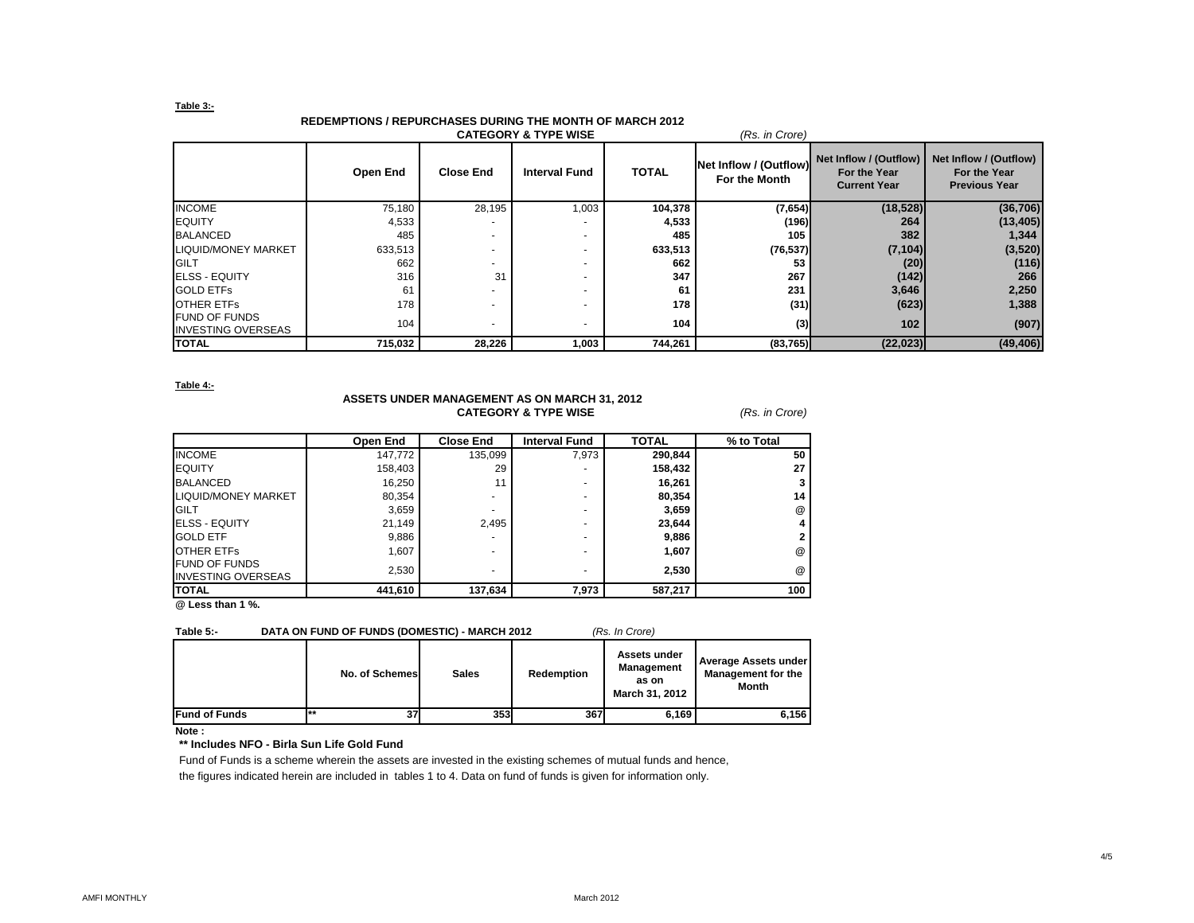**Table 3:-**

## REDEMPTIONS / REPURCHASES DURING THE MONTH OF MARCH 2012
### CATEGORY & TYPE WISE

*(Rs. in Crore)*

| | Open End | Close End | Interval Fund | TOTAL | Net Inflow / (Outflow) For the Month | Net Inflow / (Outflow) For the Year Current Year | Net Inflow / (Outflow) For the Year Previous Year |
|---|---|---|---|---|---|---|---|
| INCOME | 75,180 | 28,195 | 1,003 | **104,378** | **(7,654)** | **(18,528)** | **(36,706)** |
| EQUITY | 4,533 | - | - | **4,533** | **(196)** | **264** | **(13,405)** |
| BALANCED | 485 | - | - | **485** | **105** | **382** | **1,344** |
| LIQUID/MONEY MARKET | 633,513 | - | - | **633,513** | **(76,537)** | **(7,104)** | **(3,520)** |
| GILT | 662 | - | - | **662** | **53** | **(20)** | **(116)** |
| ELSS - EQUITY | 316 | 31 | - | **347** | **267** | **(142)** | **266** |
| GOLD ETFs | 61 | - | - | **61** | **231** | **3,646** | **2,250** |
| OTHER ETFs | 178 | - | - | **178** | **(31)** | **(623)** | **1,388** |
| FUND OF FUNDS INVESTING OVERSEAS | 104 | - | - | **104** | **(3)** | **102** | **(907)** |
| **TOTAL** | **715,032** | **28,226** | **1,003** | **744,261** | **(83,765)** | **(22,023)** | **(49,406)** |

**Table 4:-**

## ASSETS UNDER MANAGEMENT AS ON MARCH 31, 2012
### CATEGORY & TYPE WISE

*(Rs. in Crore)*

| | Open End | Close End | Interval Fund | TOTAL | % to Total |
|---|---|---|---|---|---|
| INCOME | 147,772 | 135,099 | 7,973 | **290,844** | **50** |
| EQUITY | 158,403 | 29 | - | **158,432** | **27** |
| BALANCED | 16,250 | 11 | - | **16,261** | **3** |
| LIQUID/MONEY MARKET | 80,354 | - | - | **80,354** | **14** |
| GILT | 3,659 | - | - | **3,659** | **@** |
| ELSS - EQUITY | 21,149 | 2,495 | - | **23,644** | **4** |
| GOLD ETF | 9,886 | - | - | **9,886** | **2** |
| OTHER ETFs | 1,607 | - | - | **1,607** | **@** |
| FUND OF FUNDS INVESTING OVERSEAS | 2,530 | - | - | **2,530** | **@** |
| **TOTAL** | **441,610** | **137,634** | **7,973** | **587,217** | **100** |

**@ Less than 1 %.**

**Table 5:- DATA ON FUND OF FUNDS (DOMESTIC) - MARCH 2012** *(Rs. In Crore)*

| | No. of Schemes | Sales | Redemption | Assets under Management as on March 31, 2012 | Average Assets under Management for the Month |
|---|---|---|---|---|---|
| **Fund of Funds** | ** 37 | 353 | 367 | 6,169 | 6,156 |

**Note :**

**** Includes NFO - Birla Sun Life Gold Fund**

Fund of Funds is a scheme wherein the assets are invested in the existing schemes of mutual funds and hence, the figures indicated herein are included in tables 1 to 4. Data on fund of funds is given for information only.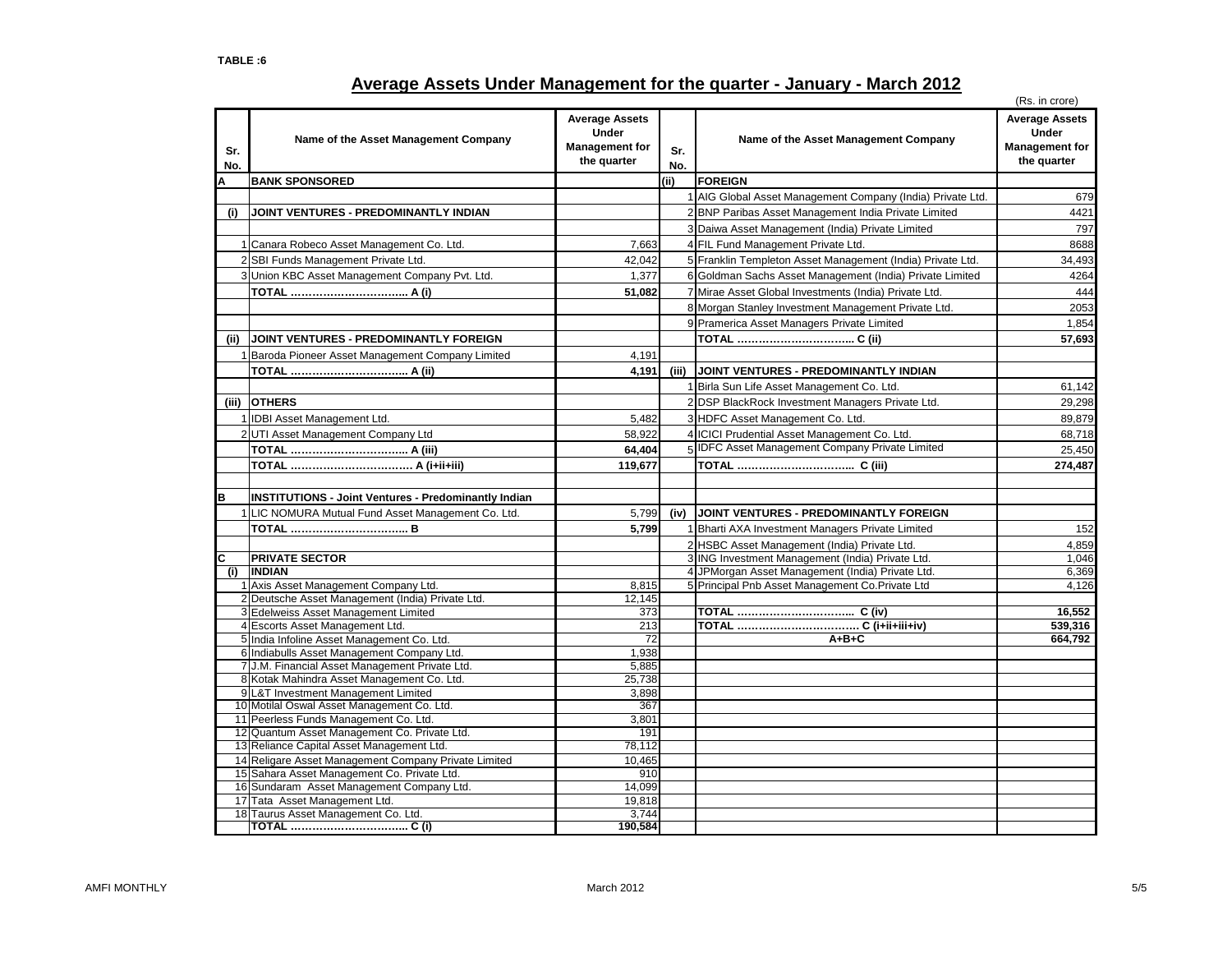TABLE :6

## Average Assets Under Management for the quarter - January - March 2012

(Rs. in crore)

| Sr. No. | Name of the Asset Management Company | Average Assets Under Management for the quarter | Sr. No. | Name of the Asset Management Company | Average Assets Under Management for the quarter |
|---|---|---|---|---|---|
| **A** | **BANK SPONSORED** | | **(ii)** | **FOREIGN** | |
| | | | 1 | AIG Global Asset Management Company (India) Private Ltd. | 679 |
| **(i)** | **JOINT VENTURES - PREDOMINANTLY INDIAN** | | 2 | BNP Paribas Asset Management India Private Limited | 4421 |
| | | | 3 | Daiwa Asset Management (India) Private Limited | 797 |
| 1 | Canara Robeco Asset Management Co. Ltd. | 7,663 | 4 | FIL Fund Management Private Ltd. | 8688 |
| 2 | SBI Funds Management Private Ltd. | 42,042 | 5 | Franklin Templeton Asset Management (India) Private Ltd. | 34,493 |
| 3 | Union KBC Asset Management Company Pvt. Ltd. | 1,377 | 6 | Goldman Sachs Asset Management (India) Private Limited | 4264 |
| | **TOTAL ………………………….. A (i)** | **51,082** | 7 | Mirae Asset Global Investments (India) Private Ltd. | 444 |
| | | | 8 | Morgan Stanley Investment Management Private Ltd. | 2053 |
| | | | 9 | Pramerica Asset Managers Private Limited | 1,854 |
| **(ii)** | **JOINT VENTURES - PREDOMINANTLY FOREIGN** | | | **TOTAL …………………………... C (ii)** | **57,693** |
| 1 | Baroda Pioneer Asset Management Company Limited | 4,191 | | | |
| | **TOTAL ………………………….. A (ii)** | **4,191** | **(iii)** | **JOINT VENTURES - PREDOMINANTLY INDIAN** | |
| | | | 1 | Birla Sun Life Asset Management Co. Ltd. | 61,142 |
| **(iii)** | **OTHERS** | | 2 | DSP BlackRock Investment Managers Private Ltd. | 29,298 |
| 1 | IDBI Asset Management Ltd. | 5,482 | 3 | HDFC Asset Management Co. Ltd. | 89,879 |
| 2 | UTI Asset Management Company Ltd | 58,922 | 4 | ICICI Prudential Asset Management Co. Ltd. | 68,718 |
| | **TOTAL ………………………….. A (iii)** | **64,404** | 5 | IDFC Asset Management Company Private Limited | 25,450 |
| | **TOTAL ……………………………. A (i+ii+iii)** | **119,677** | | **TOTAL …………………………... C (iii)** | **274,487** |
| | | | | | |
| **B** | **INSTITUTIONS - Joint Ventures - Predominantly Indian** | | | | |
| 1 | LIC NOMURA Mutual Fund Asset Management Co. Ltd. | 5,799 | **(iv)** | **JOINT VENTURES - PREDOMINANTLY FOREIGN** | |
| | **TOTAL ………………………….. B** | **5,799** | 1 | Bharti AXA Investment Managers Private Limited | 152 |
| | | | 2 | HSBC Asset Management (India) Private Ltd. | 4,859 |
| **C** | **PRIVATE SECTOR** | | 3 | ING Investment Management (India) Private Ltd. | 1,046 |
| **(i)** | **INDIAN** | | 4 | JPMorgan Asset Management (India) Private Ltd. | 6,369 |
| 1 | Axis Asset Management Company Ltd. | 8,815 | 5 | Principal Pnb Asset Management Co.Private Ltd | 4,126 |
| 2 | Deutsche Asset Management (India) Private Ltd. | 12,145 | | | |
| 3 | Edelweiss Asset Management Limited | 373 | | **TOTAL …………………………... C (iv)** | **16,552** |
| 4 | Escorts Asset Management Ltd. | 213 | | **TOTAL ……………………………. C (i+ii+iii+iv)** | **539,316** |
| 5 | India Infoline Asset Management Co. Ltd. | 72 | | **A+B+C** | **664,792** |
| 6 | Indiabulls Asset Management Company Ltd. | 1,938 | | | |
| 7 | J.M. Financial Asset Management Private Ltd. | 5,885 | | | |
| 8 | Kotak Mahindra Asset Management Co. Ltd. | 25,738 | | | |
| 9 | L&T Investment Management Limited | 3,898 | | | |
| 10 | Motilal Oswal Asset Management Co. Ltd. | 367 | | | |
| 11 | Peerless Funds Management Co. Ltd. | 3,801 | | | |
| 12 | Quantum Asset Management Co. Private Ltd. | 191 | | | |
| 13 | Reliance Capital Asset Management Ltd. | 78,112 | | | |
| 14 | Religare Asset Management Company Private Limited | 10,465 | | | |
| 15 | Sahara Asset Management Co. Private Ltd. | 910 | | | |
| 16 | Sundaram Asset Management Company Ltd. | 14,099 | | | |
| 17 | Tata Asset Management Ltd. | 19,818 | | | |
| 18 | Taurus Asset Management Co. Ltd. | 3,744 | | | |
| | **TOTAL ………………………….. C (i)** | **190,584** | | | |

AMFI MONTHLY March 2012